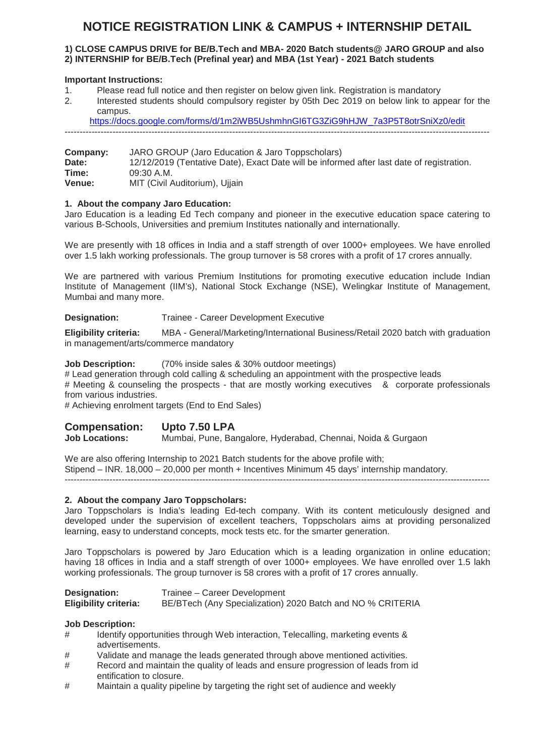# NOTICE REGISTRATION LINK & CAMPUS + INTERNSHIP DETAIL

**1) CLOSE CAMPUS DRIVE for BE/B.Tech and MBA- 2020 Batch students@ JARO GROUP and also**
**2) INTERNSHIP for BE/B.Tech (Prefinal year) and MBA (1st Year) - 2021 Batch students**

**Important Instructions:**

1. Please read full notice and then register on below given link. Registration is mandatory
2. Interested students should compulsory register by 05th Dec 2019 on below link to appear for the campus.
   https://docs.google.com/forms/d/1m2iWB5UshmhnGI6TG3ZiG9hHJW_7a3P5T8otrSniXz0/edit

---

**Company:** JARO GROUP (Jaro Education & Jaro Toppscholars)
**Date:** 12/12/2019 (Tentative Date), Exact Date will be informed after last date of registration.
**Time:** 09:30 A.M.
**Venue:** MIT (Civil Auditorium), Ujjain

### 1. About the company Jaro Education:

Jaro Education is a leading Ed Tech company and pioneer in the executive education space catering to various B-Schools, Universities and premium Institutes nationally and internationally.

We are presently with 18 offices in India and a staff strength of over 1000+ employees. We have enrolled over 1.5 lakh working professionals. The group turnover is 58 crores with a profit of 17 crores annually.

We are partnered with various Premium Institutions for promoting executive education include Indian Institute of Management (IIM's), National Stock Exchange (NSE), Welingkar Institute of Management, Mumbai and many more.

**Designation:** Trainee - Career Development Executive

**Eligibility criteria:** MBA - General/Marketing/International Business/Retail 2020 batch with graduation in management/arts/commerce mandatory

**Job Description:** (70% inside sales & 30% outdoor meetings)

# Lead generation through cold calling & scheduling an appointment with the prospective leads
# Meeting & counseling the prospects - that are mostly working executives & corporate professionals from various industries.
# Achieving enrolment targets (End to End Sales)

## Compensation: Upto 7.50 LPA

**Job Locations:** Mumbai, Pune, Bangalore, Hyderabad, Chennai, Noida & Gurgaon

We are also offering Internship to 2021 Batch students for the above profile with;
Stipend – INR. 18,000 – 20,000 per month + Incentives Minimum 45 days' internship mandatory.

---

### 2. About the company Jaro Toppscholars:

Jaro Toppscholars is India's leading Ed-tech company. With its content meticulously designed and developed under the supervision of excellent teachers, Toppscholars aims at providing personalized learning, easy to understand concepts, mock tests etc. for the smarter generation.

Jaro Toppscholars is powered by Jaro Education which is a leading organization in online education; having 18 offices in India and a staff strength of over 1000+ employees. We have enrolled over 1.5 lakh working professionals. The group turnover is 58 crores with a profit of 17 crores annually.

**Designation:** Trainee – Career Development
**Eligibility criteria:** BE/BTech (Any Specialization) 2020 Batch and NO % CRITERIA

**Job Description:**

# Identify opportunities through Web interaction, Telecalling, marketing events & advertisements.
# Validate and manage the leads generated through above mentioned activities.
# Record and maintain the quality of leads and ensure progression of leads from id entification to closure.
# Maintain a quality pipeline by targeting the right set of audience and weekly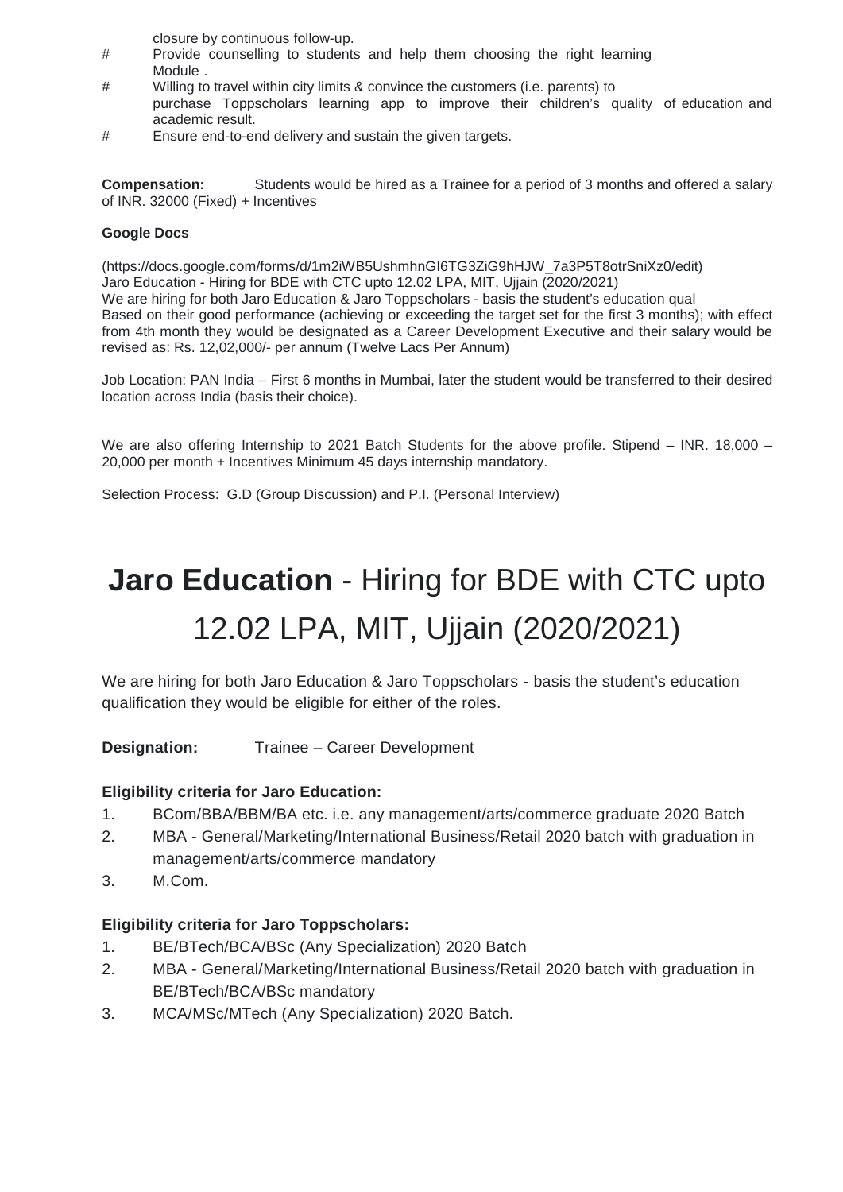closure by continuous follow-up.

# Provide counselling to students and help them choosing the right learning Module .

# Willing to travel within city limits & convince the customers (i.e. parents) to purchase Toppscholars learning app to improve their children's quality of education and academic result.

# Ensure end-to-end delivery and sustain the given targets.

**Compensation:** Students would be hired as a Trainee for a period of 3 months and offered a salary of INR. 32000 (Fixed) + Incentives

**Google Docs**

(https://docs.google.com/forms/d/1m2iWB5UshmhnGI6TG3ZiG9hHJW_7a3P5T8otrSniXz0/edit)
Jaro Education - Hiring for BDE with CTC upto 12.02 LPA, MIT, Ujjain (2020/2021)
We are hiring for both Jaro Education & Jaro Toppscholars - basis the student's education qual
Based on their good performance (achieving or exceeding the target set for the first 3 months); with effect from 4th month they would be designated as a Career Development Executive and their salary would be revised as: Rs. 12,02,000/- per annum (Twelve Lacs Per Annum)

Job Location: PAN India – First 6 months in Mumbai, later the student would be transferred to their desired location across India (basis their choice).

We are also offering Internship to 2021 Batch Students for the above profile. Stipend – INR. 18,000 – 20,000 per month + Incentives Minimum 45 days internship mandatory.

Selection Process: G.D (Group Discussion) and P.I. (Personal Interview)

# **Jaro Education** - Hiring for BDE with CTC upto 12.02 LPA, MIT, Ujjain (2020/2021)

We are hiring for both Jaro Education & Jaro Toppscholars - basis the student's education qualification they would be eligible for either of the roles.

**Designation:** Trainee – Career Development

**Eligibility criteria for Jaro Education:**

1. BCom/BBA/BBM/BA etc. i.e. any management/arts/commerce graduate 2020 Batch
2. MBA - General/Marketing/International Business/Retail 2020 batch with graduation in management/arts/commerce mandatory
3. M.Com.

**Eligibility criteria for Jaro Toppscholars:**

1. BE/BTech/BCA/BSc (Any Specialization) 2020 Batch
2. MBA - General/Marketing/International Business/Retail 2020 batch with graduation in BE/BTech/BCA/BSc mandatory
3. MCA/MSc/MTech (Any Specialization) 2020 Batch.